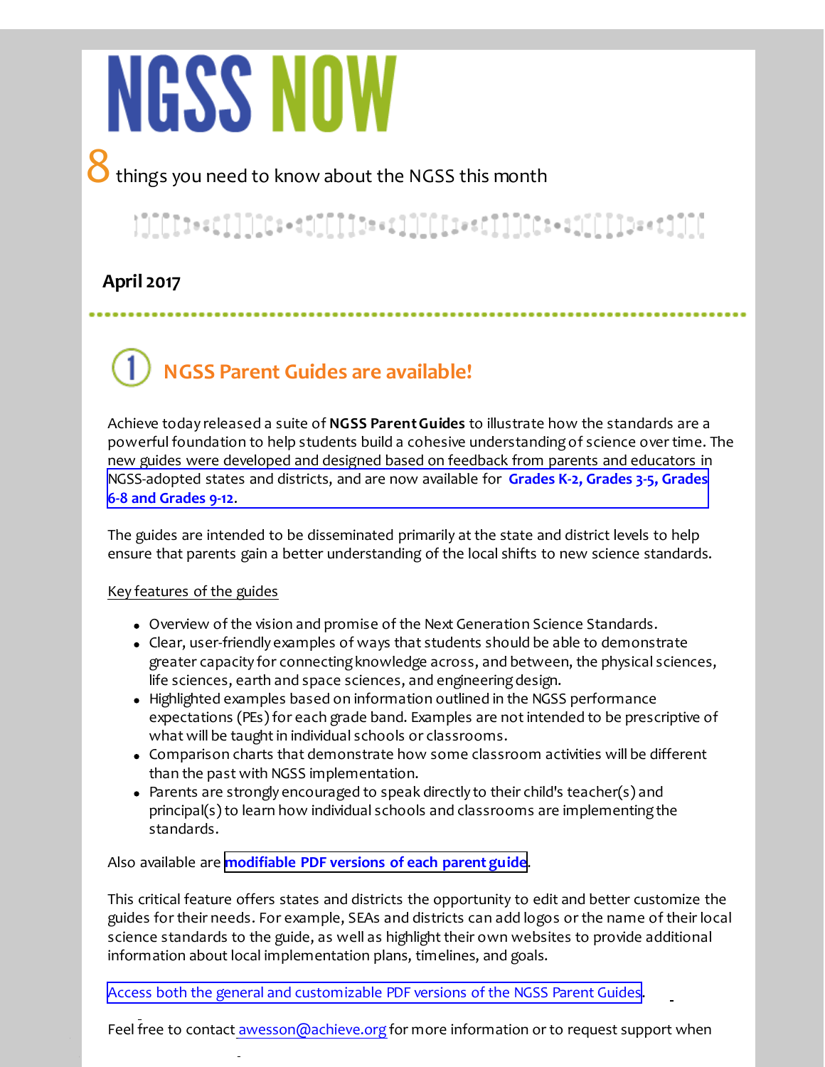# NGSS NOW

8 things you need to know about the NGSS this month

**April 2017**

## 1 NGSS Parent Guides are available!

Achieve today released a suite of **NGSS Parent Guides** to illustrate how the standards are a powerful foundation to help students build a cohesive understanding of science over time. The new guides were developed and designed based on feedback from parents and educators in NGSS-adopted states and districts, and are now available for **Grades K-2, Grades 3-5, Grades 6-8 and Grades 9-12**.

The guides are intended to be disseminated primarily at the state and district levels to help ensure that parents gain a better understanding of the local shifts to new science standards.

Key features of the guides

- Overview of the vision and promise of the Next Generation Science Standards.
- Clear, user-friendly examples of ways that students should be able to demonstrate greater capacity for connecting knowledge across, and between, the physical sciences, life sciences, earth and space sciences, and engineering design.
- Highlighted examples based on information outlined in the NGSS performance expectations (PEs) for each grade band. Examples are not intended to be prescriptive of what will be taught in individual schools or classrooms.
- Comparison charts that demonstrate how some classroom activities will be different than the past with NGSS implementation.
- Parents are strongly encouraged to speak directly to their child's teacher(s) and principal(s) to learn how individual schools and classrooms are implementing the standards.

Also available are **modifiable PDF versions of each parent guide**.

This critical feature offers states and districts the opportunity to edit and better customize the guides for their needs. For example, SEAs and districts can add logos or the name of their local science standards to the guide, as well as highlight their own websites to provide additional information about local implementation plans, timelines, and goals.

Access both the general and customizable PDF versions of the NGSS Parent Guides.

Feel free to contact awesson@achieve.org for more information or to request support when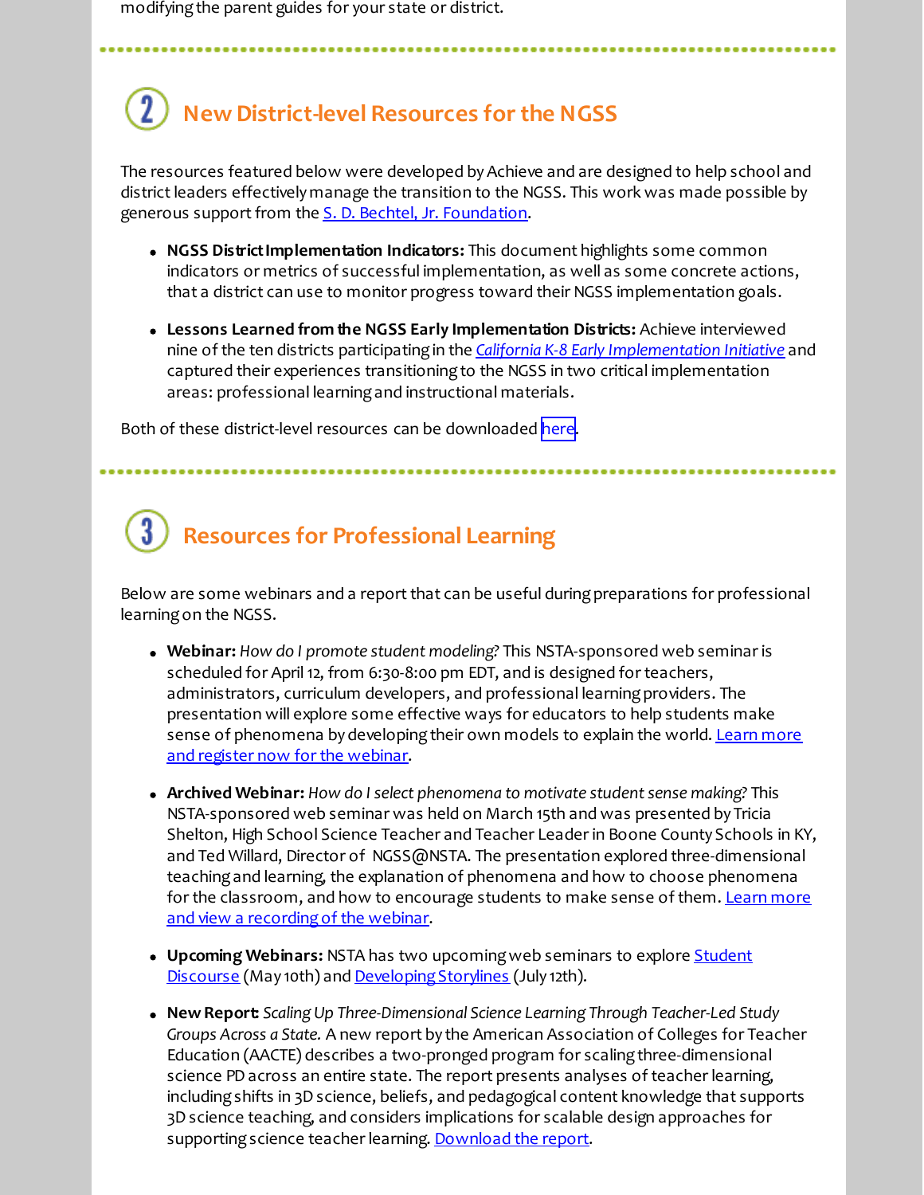modifying the parent guides for your state or district.

---

## 2 New District-level Resources for the NGSS

The resources featured below were developed by Achieve and are designed to help school and district leaders effectively manage the transition to the NGSS. This work was made possible by generous support from the S. D. Bechtel, Jr. Foundation.

- **NGSS District Implementation Indicators:** This document highlights some common indicators or metrics of successful implementation, as well as some concrete actions, that a district can use to monitor progress toward their NGSS implementation goals.
- **Lessons Learned from the NGSS Early Implementation Districts:** Achieve interviewed nine of the ten districts participating in the *California K-8 Early Implementation Initiative* and captured their experiences transitioning to the NGSS in two critical implementation areas: professional learning and instructional materials.

Both of these district-level resources can be downloaded here.

---

## 3 Resources for Professional Learning

Below are some webinars and a report that can be useful during preparations for professional learning on the NGSS.

- **Webinar:** *How do I promote student modeling?* This NSTA-sponsored web seminar is scheduled for April 12, from 6:30-8:00 pm EDT, and is designed for teachers, administrators, curriculum developers, and professional learning providers. The presentation will explore some effective ways for educators to help students make sense of phenomena by developing their own models to explain the world. Learn more and register now for the webinar.
- **Archived Webinar:** *How do I select phenomena to motivate student sense making?* This NSTA-sponsored web seminar was held on March 15th and was presented by Tricia Shelton, High School Science Teacher and Teacher Leader in Boone County Schools in KY, and Ted Willard, Director of NGSS@NSTA. The presentation explored three-dimensional teaching and learning, the explanation of phenomena and how to choose phenomena for the classroom, and how to encourage students to make sense of them. Learn more and view a recording of the webinar.
- **Upcoming Webinars:** NSTA has two upcoming web seminars to explore Student Discourse (May 10th) and Developing Storylines (July 12th).
- **New Report:** *Scaling Up Three-Dimensional Science Learning Through Teacher-Led Study Groups Across a State.* A new report by the American Association of Colleges for Teacher Education (AACTE) describes a two-pronged program for scaling three-dimensional science PD across an entire state. The report presents analyses of teacher learning, including shifts in 3D science, beliefs, and pedagogical content knowledge that supports 3D science teaching, and considers implications for scalable design approaches for supporting science teacher learning. Download the report.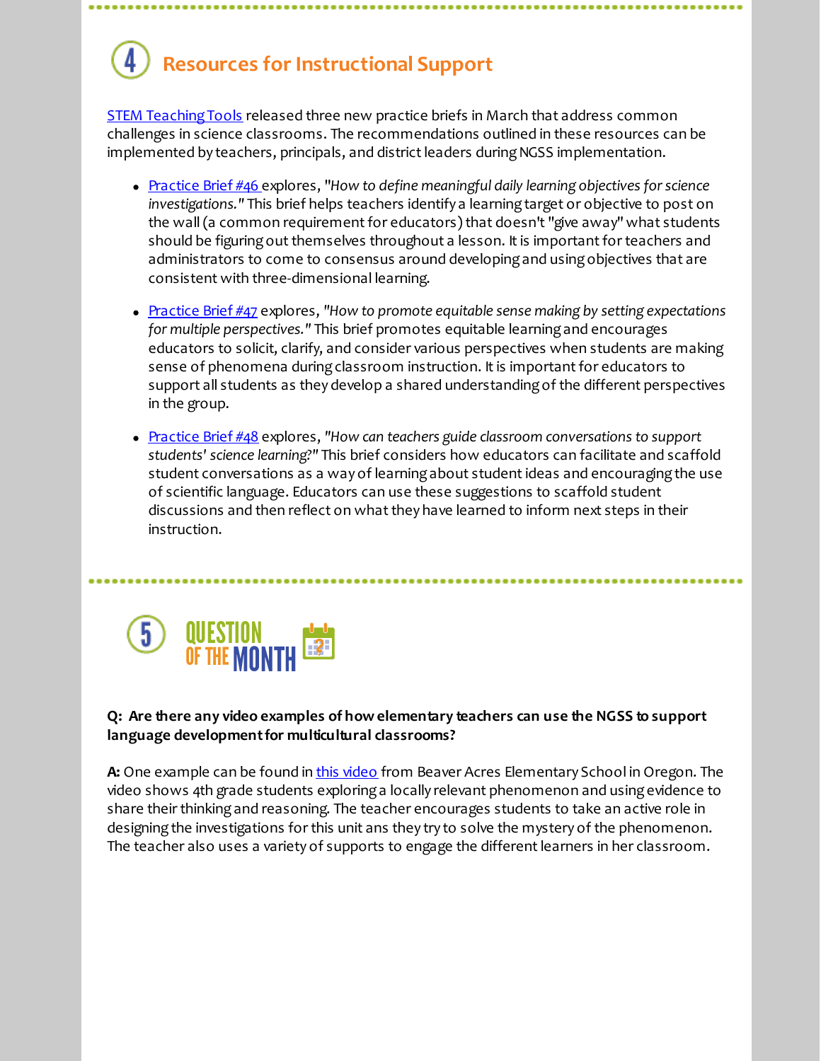## 4 Resources for Instructional Support

STEM Teaching Tools released three new practice briefs in March that address common challenges in science classrooms. The recommendations outlined in these resources can be implemented by teachers, principals, and district leaders during NGSS implementation.

- Practice Brief #46 explores, *"How to define meaningful daily learning objectives for science investigations."* This brief helps teachers identify a learning target or objective to post on the wall (a common requirement for educators) that doesn't "give away" what students should be figuring out themselves throughout a lesson. It is important for teachers and administrators to come to consensus around developing and using objectives that are consistent with three-dimensional learning.
- Practice Brief #47 explores, *"How to promote equitable sense making by setting expectations for multiple perspectives."* This brief promotes equitable learning and encourages educators to solicit, clarify, and consider various perspectives when students are making sense of phenomena during classroom instruction. It is important for educators to support all students as they develop a shared understanding of the different perspectives in the group.
- Practice Brief #48 explores, *"How can teachers guide classroom conversations to support students' science learning?"* This brief considers how educators can facilitate and scaffold student conversations as a way of learning about student ideas and encouraging the use of scientific language. Educators can use these suggestions to scaffold student discussions and then reflect on what they have learned to inform next steps in their instruction.

## 5 Question of the Month

**Q: Are there any video examples of how elementary teachers can use the NGSS to support language development for multicultural classrooms?**

**A:** One example can be found in this video from Beaver Acres Elementary School in Oregon. The video shows 4th grade students exploring a locally relevant phenomenon and using evidence to share their thinking and reasoning. The teacher encourages students to take an active role in designing the investigations for this unit ans they try to solve the mystery of the phenomenon. The teacher also uses a variety of supports to engage the different learners in her classroom.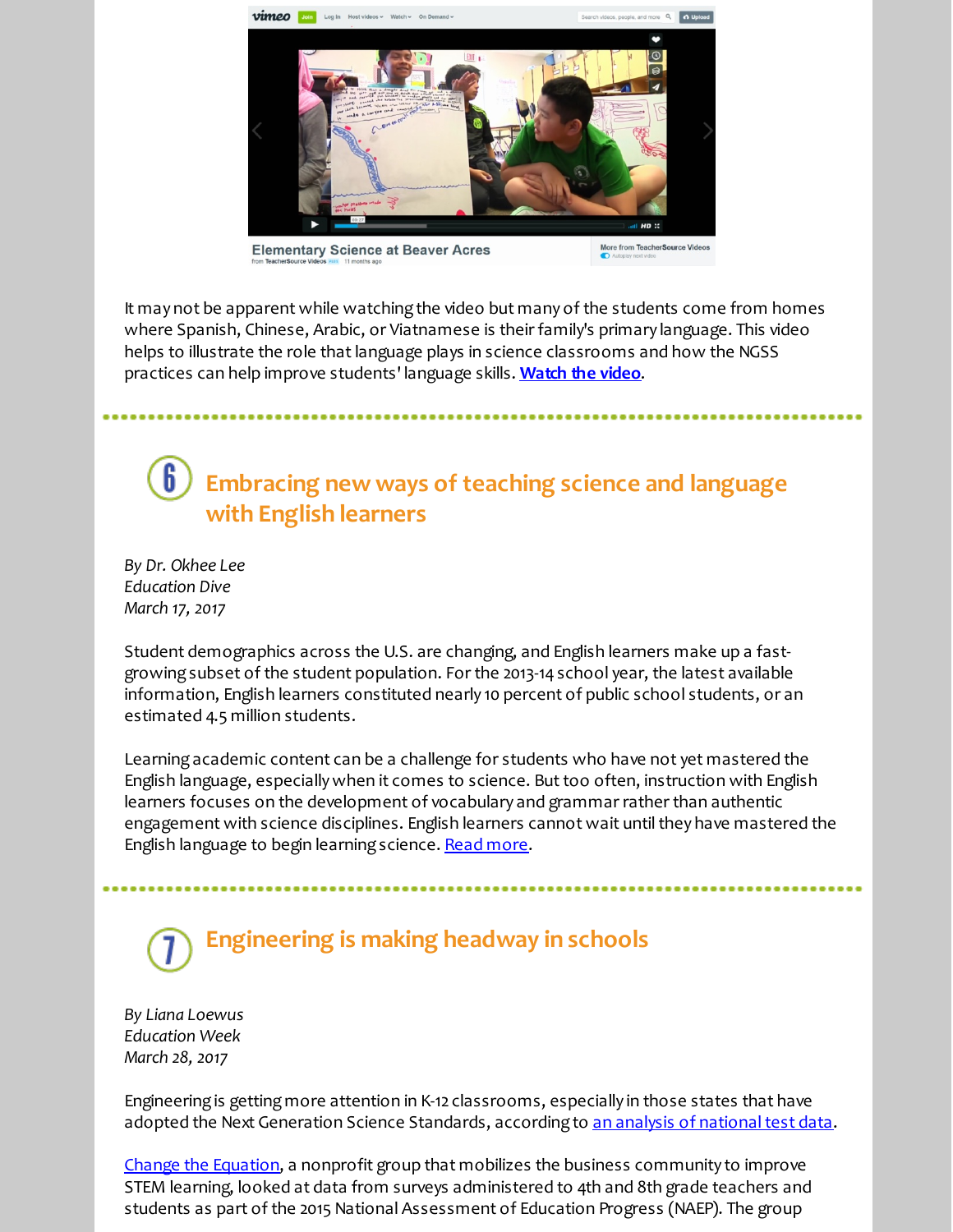It may not be apparent while watching the video but many of the students come from homes where Spanish, Chinese, Arabic, or Viatnamese is their family's primary language. This video helps to illustrate the role that language plays in science classrooms and how the NGSS practices can help improve students' language skills. **Watch the video**.

## 6 Embracing new ways of teaching science and language with English learners

*By Dr. Okhee Lee*
*Education Dive*
*March 17, 2017*

Student demographics across the U.S. are changing, and English learners make up a fast-growing subset of the student population. For the 2013-14 school year, the latest available information, English learners constituted nearly 10 percent of public school students, or an estimated 4.5 million students.

Learning academic content can be a challenge for students who have not yet mastered the English language, especially when it comes to science. But too often, instruction with English learners focuses on the development of vocabulary and grammar rather than authentic engagement with science disciplines. English learners cannot wait until they have mastered the English language to begin learning science. Read more.

## 7 Engineering is making headway in schools

*By Liana Loewus*
*Education Week*
*March 28, 2017*

Engineering is getting more attention in K-12 classrooms, especially in those states that have adopted the Next Generation Science Standards, according to an analysis of national test data.

Change the Equation, a nonprofit group that mobilizes the business community to improve STEM learning, looked at data from surveys administered to 4th and 8th grade teachers and students as part of the 2015 National Assessment of Education Progress (NAEP). The group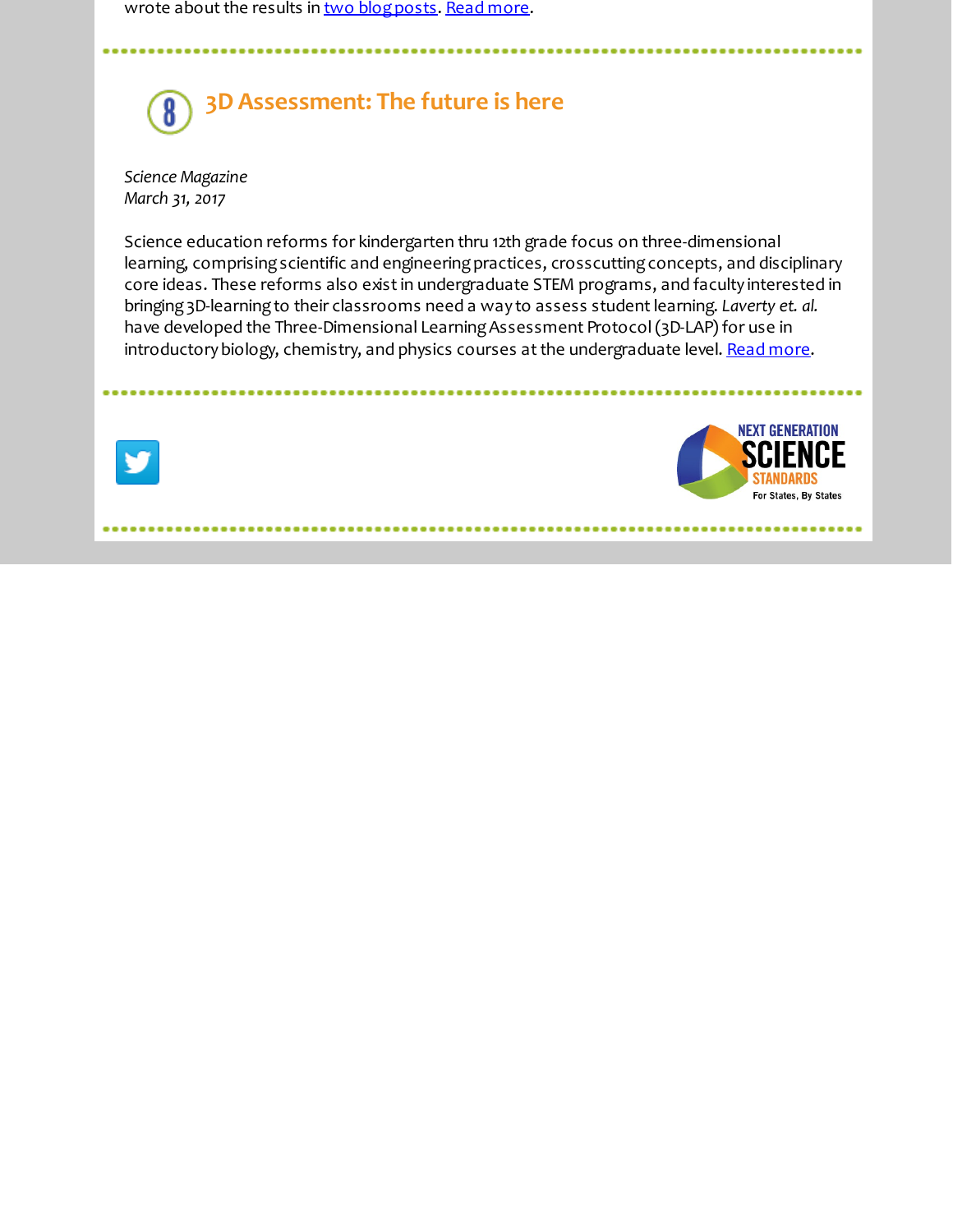wrote about the results in two blog posts. Read more.

## 8 3D Assessment: The future is here

*Science Magazine*
*March 31, 2017*

Science education reforms for kindergarten thru 12th grade focus on three-dimensional learning, comprising scientific and engineering practices, crosscutting concepts, and disciplinary core ideas. These reforms also exist in undergraduate STEM programs, and faculty interested in bringing 3D-learning to their classrooms need a way to assess student learning. *Laverty et. al.* have developed the Three-Dimensional Learning Assessment Protocol (3D-LAP) for use in introductory biology, chemistry, and physics courses at the undergraduate level. Read more.

NEXT GENERATION SCIENCE STANDARDS
For States, By States